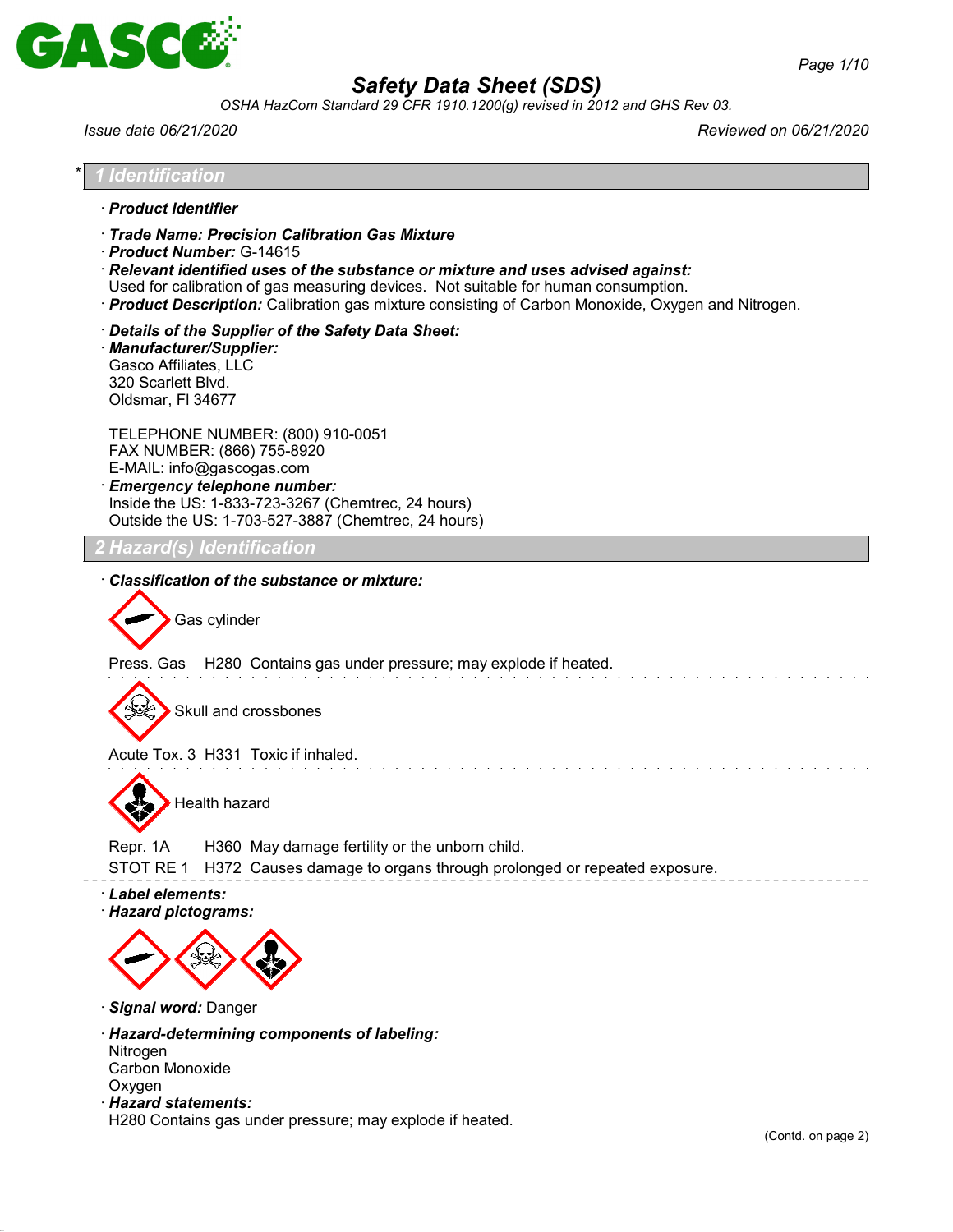# Safety Data Sheet (SDS)

*OSHA HazCom Standard 29 CFR 1910.1200(g) revised in 2012 and GHS Rev 03.*

*Issue date 06/21/2020* *Reviewed on 06/21/2020*

## * 1 Identification

· ***Product Identifier***

· ***Trade Name: Precision Calibration Gas Mixture***

· ***Product Number:*** G-14615

· ***Relevant identified uses of the substance or mixture and uses advised against:***
Used for calibration of gas measuring devices. Not suitable for human consumption.

· ***Product Description:*** Calibration gas mixture consisting of Carbon Monoxide, Oxygen and Nitrogen.

· ***Details of the Supplier of the Safety Data Sheet:***

· ***Manufacturer/Supplier:***
Gasco Affiliates, LLC
320 Scarlett Blvd.
Oldsmar, Fl 34677

TELEPHONE NUMBER: (800) 910-0051
FAX NUMBER: (866) 755-8920
E-MAIL: info@gascogas.com

· ***Emergency telephone number:***
Inside the US: 1-833-723-3267 (Chemtrec, 24 hours)
Outside the US: 1-703-527-3887 (Chemtrec, 24 hours)

## 2 Hazard(s) Identification

· ***Classification of the substance or mixture:***

Gas cylinder

Press. Gas H280 Contains gas under pressure; may explode if heated.

Skull and crossbones

Acute Tox. 3 H331 Toxic if inhaled.

Health hazard

Repr. 1A H360 May damage fertility or the unborn child.
STOT RE 1 H372 Causes damage to organs through prolonged or repeated exposure.

· ***Label elements:***

· ***Hazard pictograms:***

· ***Signal word:*** Danger

· ***Hazard-determining components of labeling:***
Nitrogen
Carbon Monoxide
Oxygen

· ***Hazard statements:***
H280 Contains gas under pressure; may explode if heated.

(Contd. on page 2)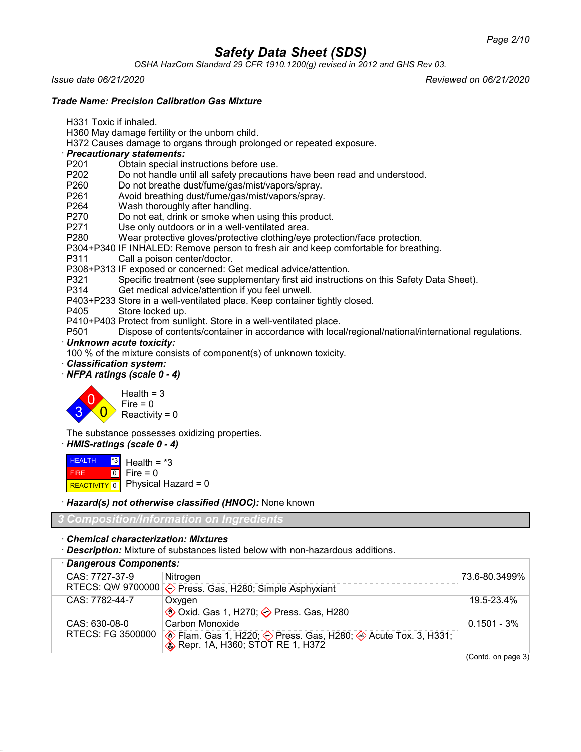# Safety Data Sheet (SDS)

*OSHA HazCom Standard 29 CFR 1910.1200(g) revised in 2012 and GHS Rev 03.*

*Issue date 06/21/2020* *Reviewed on 06/21/2020*

***Trade Name: Precision Calibration Gas Mixture***

H331 Toxic if inhaled.
H360 May damage fertility or the unborn child.
H372 Causes damage to organs through prolonged or repeated exposure.

· ***Precautionary statements:***

P201 Obtain special instructions before use.
P202 Do not handle until all safety precautions have been read and understood.
P260 Do not breathe dust/fume/gas/mist/vapors/spray.
P261 Avoid breathing dust/fume/gas/mist/vapors/spray.
P264 Wash thoroughly after handling.
P270 Do not eat, drink or smoke when using this product.
P271 Use only outdoors or in a well-ventilated area.
P280 Wear protective gloves/protective clothing/eye protection/face protection.
P304+P340 IF INHALED: Remove person to fresh air and keep comfortable for breathing.
P311 Call a poison center/doctor.
P308+P313 IF exposed or concerned: Get medical advice/attention.
P321 Specific treatment (see supplementary first aid instructions on this Safety Data Sheet).
P314 Get medical advice/attention if you feel unwell.
P403+P233 Store in a well-ventilated place. Keep container tightly closed.
P405 Store locked up.
P410+P403 Protect from sunlight. Store in a well-ventilated place.
P501 Dispose of contents/container in accordance with local/regional/national/international regulations.

· ***Unknown acute toxicity:***

100 % of the mixture consists of component(s) of unknown toxicity.

· ***Classification system:***

· ***NFPA ratings (scale 0 - 4)***

Health = 3
Fire = 0
Reactivity = 0

The substance possesses oxidizing properties.

· ***HMIS-ratings (scale 0 - 4)***

| | | |
|---|---|---|
| HEALTH | *3 | Health = *3 |
| FIRE | 0 | Fire = 0 |
| REACTIVITY | 0 | Physical Hazard = 0 |

· ***Hazard(s) not otherwise classified (HNOC):*** None known

## 3 Composition/Information on Ingredients

· ***Chemical characterization: Mixtures***

· ***Description:*** Mixture of substances listed below with non-hazardous additions.

| · ***Dangerous Components:*** | | |
|---|---|---|
| CAS: 7727-37-9<br>RTECS: QW 9700000 | Nitrogen<br>Press. Gas, H280; Simple Asphyxiant | 73.6-80.3499% |
| CAS: 7782-44-7 | Oxygen<br>Oxid. Gas 1, H270; Press. Gas, H280 | 19.5-23.4% |
| CAS: 630-08-0<br>RTECS: FG 3500000 | Carbon Monoxide<br>Flam. Gas 1, H220; Press. Gas, H280; Acute Tox. 3, H331; Repr. 1A, H360; STOT RE 1, H372 | 0.1501 - 3% |

(Contd. on page 3)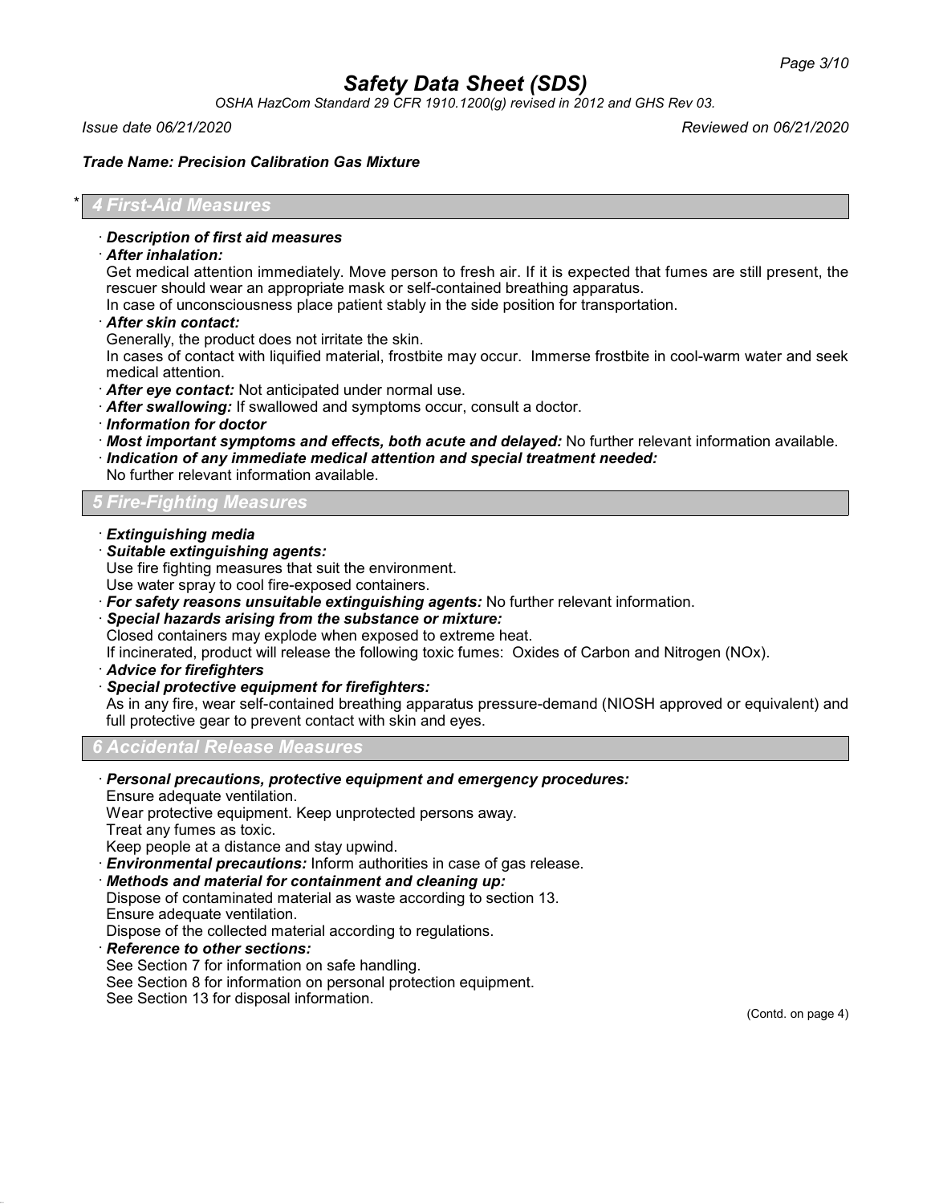## * 4 First-Aid Measures

· ***Description of first aid measures***

· ***After inhalation:***

Get medical attention immediately. Move person to fresh air. If it is expected that fumes are still present, the rescuer should wear an appropriate mask or self-contained breathing apparatus.

In case of unconsciousness place patient stably in the side position for transportation.

· ***After skin contact:***

Generally, the product does not irritate the skin.

In cases of contact with liquified material, frostbite may occur. Immerse frostbite in cool-warm water and seek medical attention.

· ***After eye contact:*** Not anticipated under normal use.

· ***After swallowing:*** If swallowed and symptoms occur, consult a doctor.

· ***Information for doctor***

· ***Most important symptoms and effects, both acute and delayed:*** No further relevant information available.

· ***Indication of any immediate medical attention and special treatment needed:***

No further relevant information available.

## 5 Fire-Fighting Measures

· ***Extinguishing media***

· ***Suitable extinguishing agents:***

Use fire fighting measures that suit the environment.

Use water spray to cool fire-exposed containers.

· ***For safety reasons unsuitable extinguishing agents:*** No further relevant information.

· ***Special hazards arising from the substance or mixture:***

Closed containers may explode when exposed to extreme heat.

If incinerated, product will release the following toxic fumes: Oxides of Carbon and Nitrogen (NOx).

· ***Advice for firefighters***

· ***Special protective equipment for firefighters:***

As in any fire, wear self-contained breathing apparatus pressure-demand (NIOSH approved or equivalent) and full protective gear to prevent contact with skin and eyes.

## 6 Accidental Release Measures

· ***Personal precautions, protective equipment and emergency procedures:***

Ensure adequate ventilation.

Wear protective equipment. Keep unprotected persons away.

Treat any fumes as toxic.

Keep people at a distance and stay upwind.

· ***Environmental precautions:*** Inform authorities in case of gas release.

· ***Methods and material for containment and cleaning up:***

Dispose of contaminated material as waste according to section 13.

Ensure adequate ventilation.

Dispose of the collected material according to regulations.

· ***Reference to other sections:***

See Section 7 for information on safe handling.

See Section 8 for information on personal protection equipment.

See Section 13 for disposal information.

(Contd. on page 4)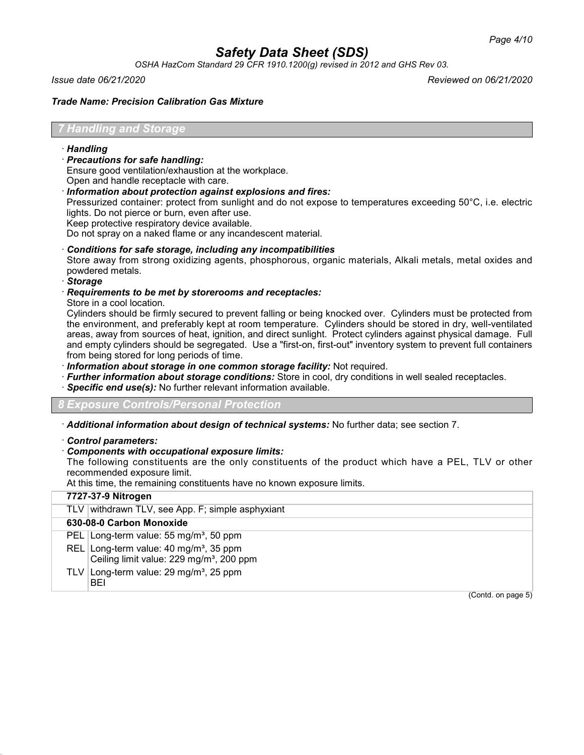## 7 Handling and Storage

· ***Handling***

· ***Precautions for safe handling:***
Ensure good ventilation/exhaustion at the workplace.
Open and handle receptacle with care.

· ***Information about protection against explosions and fires:***
Pressurized container: protect from sunlight and do not expose to temperatures exceeding 50°C, i.e. electric lights. Do not pierce or burn, even after use.
Keep protective respiratory device available.
Do not spray on a naked flame or any incandescent material.

· ***Conditions for safe storage, including any incompatibilities***
Store away from strong oxidizing agents, phosphorous, organic materials, Alkali metals, metal oxides and powdered metals.

· ***Storage***

· ***Requirements to be met by storerooms and receptacles:***
Store in a cool location.
Cylinders should be firmly secured to prevent falling or being knocked over. Cylinders must be protected from the environment, and preferably kept at room temperature. Cylinders should be stored in dry, well-ventilated areas, away from sources of heat, ignition, and direct sunlight. Protect cylinders against physical damage. Full and empty cylinders should be segregated. Use a "first-on, first-out" inventory system to prevent full containers from being stored for long periods of time.

· ***Information about storage in one common storage facility:*** Not required.

· ***Further information about storage conditions:*** Store in cool, dry conditions in well sealed receptacles.

· ***Specific end use(s):*** No further relevant information available.

## 8 Exposure Controls/Personal Protection

· ***Additional information about design of technical systems:*** No further data; see section 7.

· ***Control parameters:***

· ***Components with occupational exposure limits:***
The following constituents are the only constituents of the product which have a PEL, TLV or other recommended exposure limit.
At this time, the remaining constituents have no known exposure limits.

| | |
|---|---|
| **7727-37-9 Nitrogen** | |
| TLV | withdrawn TLV, see App. F; simple asphyxiant |
| **630-08-0 Carbon Monoxide** | |
| PEL | Long-term value: 55 mg/m³, 50 ppm |
| REL | Long-term value: 40 mg/m³, 35 ppm<br>Ceiling limit value: 229 mg/m³, 200 ppm |
| TLV | Long-term value: 29 mg/m³, 25 ppm<br>BEI |

(Contd. on page 5)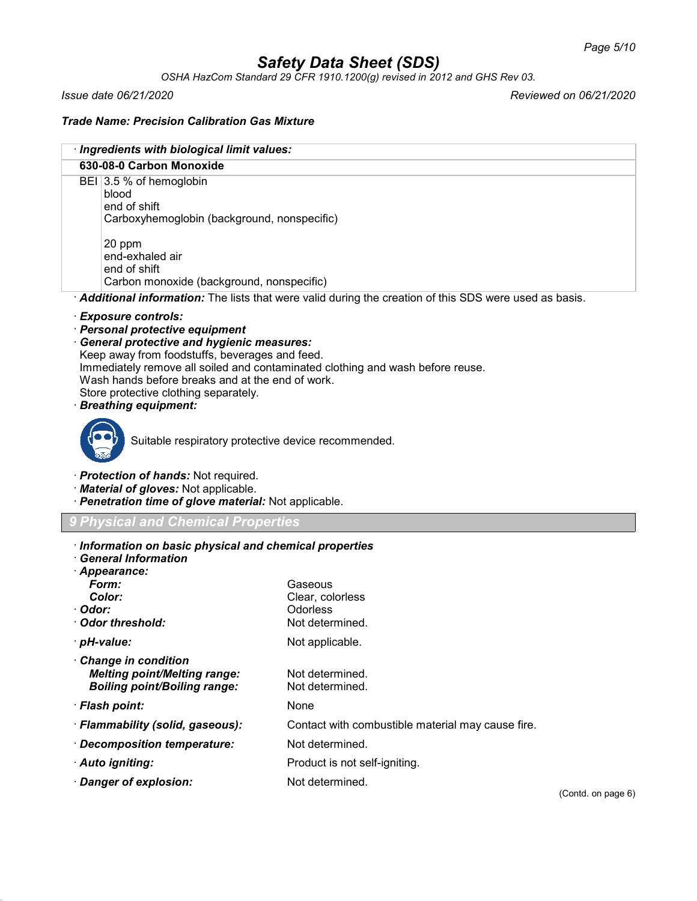# Safety Data Sheet (SDS)

*OSHA HazCom Standard 29 CFR 1910.1200(g) revised in 2012 and GHS Rev 03.*

*Issue date 06/21/2020* *Reviewed on 06/21/2020*

***Trade Name: Precision Calibration Gas Mixture***

| · ***Ingredients with biological limit values:*** | |
|---|---|
| **630-08-0 Carbon Monoxide** | |
| BEI | 3.5 % of hemoglobin<br>blood<br>end of shift<br>Carboxyhemoglobin (background, nonspecific)<br><br>20 ppm<br>end-exhaled air<br>end of shift<br>Carbon monoxide (background, nonspecific) |

· ***Additional information:*** The lists that were valid during the creation of this SDS were used as basis.

· ***Exposure controls:***
· ***Personal protective equipment***
· ***General protective and hygienic measures:***
Keep away from foodstuffs, beverages and feed.
Immediately remove all soiled and contaminated clothing and wash before reuse.
Wash hands before breaks and at the end of work.
Store protective clothing separately.
· ***Breathing equipment:***

Suitable respiratory protective device recommended.

· ***Protection of hands:*** Not required.
· ***Material of gloves:*** Not applicable.
· ***Penetration time of glove material:*** Not applicable.

## 9 Physical and Chemical Properties

· ***Information on basic physical and chemical properties***
· ***General Information***

| | |
|---|---|
| · ***Appearance:*** | |
| ***Form:*** | Gaseous |
| ***Color:*** | Clear, colorless |
| · ***Odor:*** | Odorless |
| · ***Odor threshold:*** | Not determined. |
| · ***pH-value:*** | Not applicable. |
| · ***Change in condition*** | |
| ***Melting point/Melting range:*** | Not determined. |
| ***Boiling point/Boiling range:*** | Not determined. |
| · ***Flash point:*** | None |
| · ***Flammability (solid, gaseous):*** | Contact with combustible material may cause fire. |
| · ***Decomposition temperature:*** | Not determined. |
| · ***Auto igniting:*** | Product is not self-igniting. |
| · ***Danger of explosion:*** | Not determined. |

(Contd. on page 6)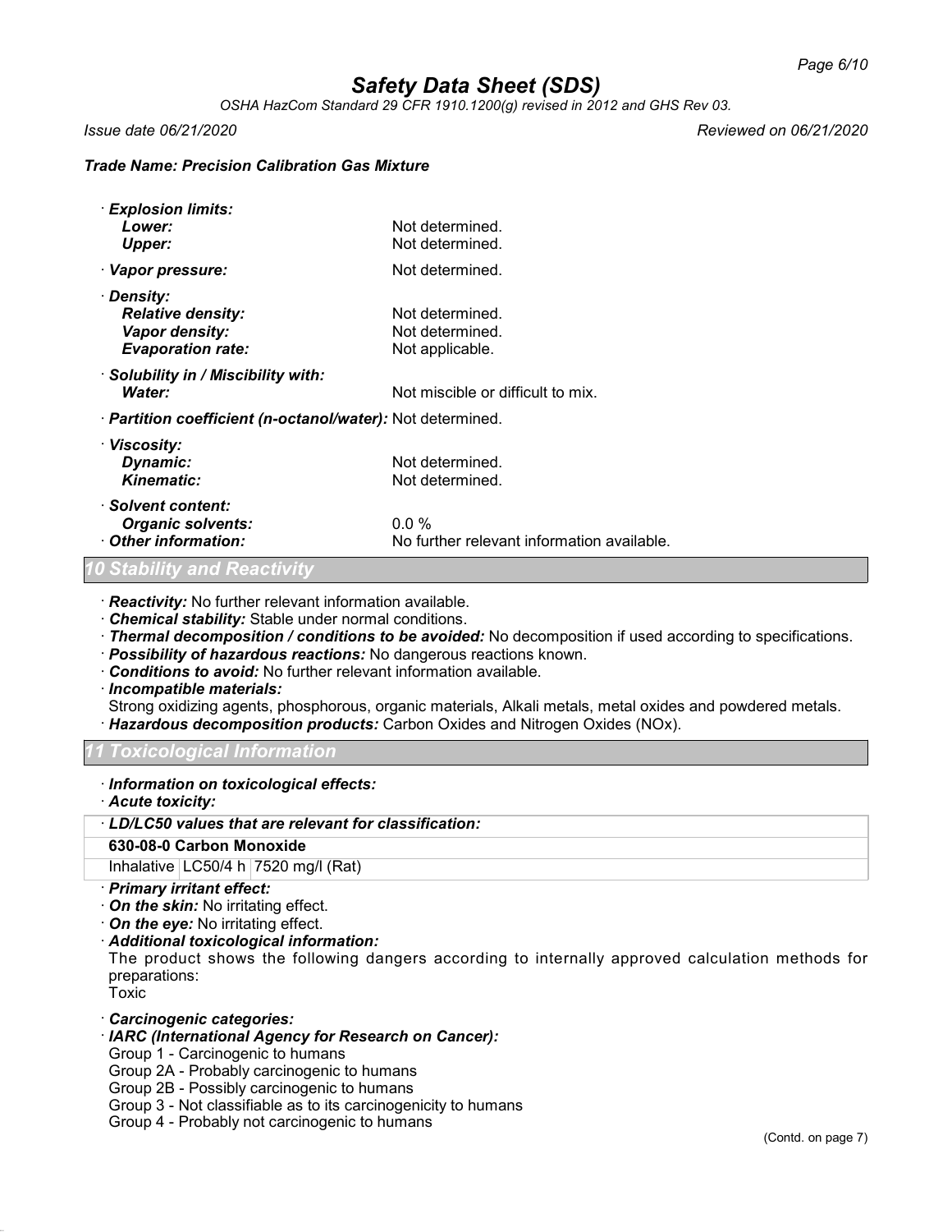# Safety Data Sheet (SDS)

*OSHA HazCom Standard 29 CFR 1910.1200(g) revised in 2012 and GHS Rev 03.*

*Issue date 06/21/2020* *Reviewed on 06/21/2020*

***Trade Name: Precision Calibration Gas Mixture***

· ***Explosion limits:***
***Lower:*** Not determined.
***Upper:*** Not determined.

· ***Vapor pressure:*** Not determined.

· ***Density:***
***Relative density:*** Not determined.
***Vapor density:*** Not determined.
***Evaporation rate:*** Not applicable.

· ***Solubility in / Miscibility with:***
***Water:*** Not miscible or difficult to mix.

· ***Partition coefficient (n-octanol/water):*** Not determined.

· ***Viscosity:***
***Dynamic:*** Not determined.
***Kinematic:*** Not determined.

· ***Solvent content:***
***Organic solvents:*** 0.0 %
· ***Other information:*** No further relevant information available.

## 10 Stability and Reactivity

· ***Reactivity:*** No further relevant information available.
· ***Chemical stability:*** Stable under normal conditions.
· ***Thermal decomposition / conditions to be avoided:*** No decomposition if used according to specifications.
· ***Possibility of hazardous reactions:*** No dangerous reactions known.
· ***Conditions to avoid:*** No further relevant information available.
· ***Incompatible materials:***
Strong oxidizing agents, phosphorous, organic materials, Alkali metals, metal oxides and powdered metals.
· ***Hazardous decomposition products:*** Carbon Oxides and Nitrogen Oxides (NOx).

## 11 Toxicological Information

· ***Information on toxicological effects:***
· ***Acute toxicity:***

| · *LD/LC50 values that are relevant for classification:* | | |
|---|---|---|
| **630-08-0 Carbon Monoxide** | | |
| Inhalative | LC50/4 h | 7520 mg/l (Rat) |

· ***Primary irritant effect:***
· ***On the skin:*** No irritating effect.
· ***On the eye:*** No irritating effect.
· ***Additional toxicological information:***
The product shows the following dangers according to internally approved calculation methods for preparations:
Toxic

· ***Carcinogenic categories:***
· ***IARC (International Agency for Research on Cancer):***
Group 1 - Carcinogenic to humans
Group 2A - Probably carcinogenic to humans
Group 2B - Possibly carcinogenic to humans
Group 3 - Not classifiable as to its carcinogenicity to humans
Group 4 - Probably not carcinogenic to humans

(Contd. on page 7)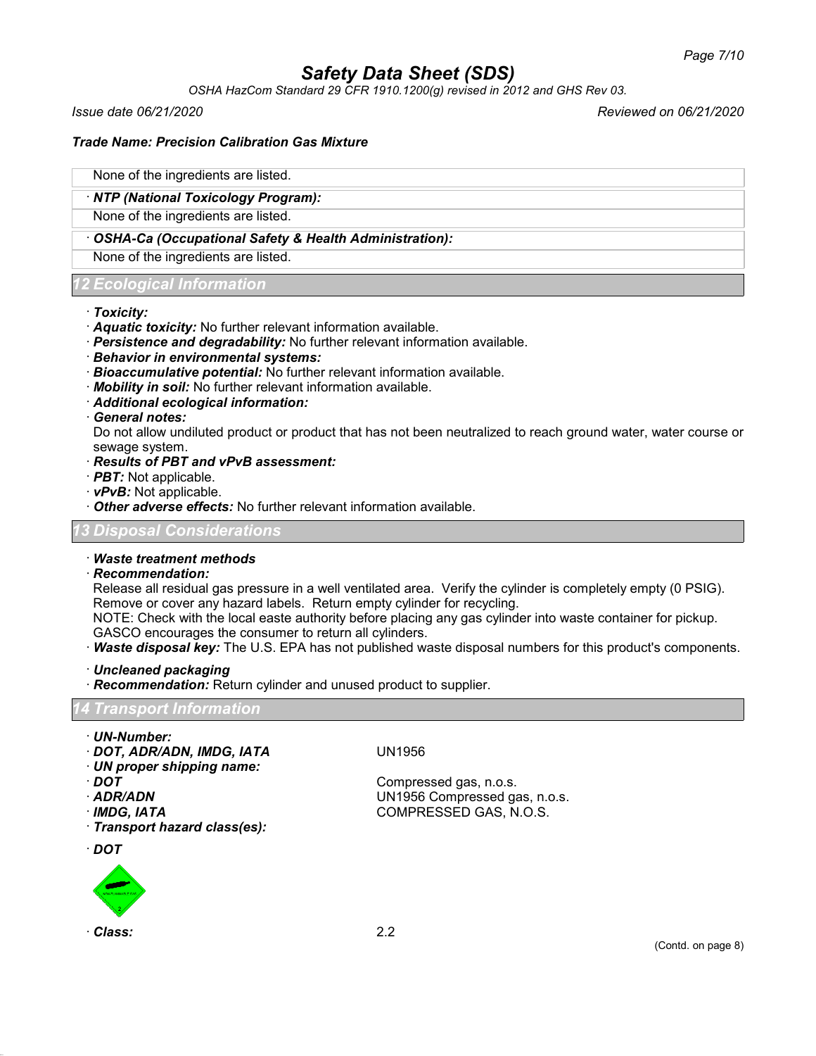None of the ingredients are listed.

· **NTP (National Toxicology Program):**

None of the ingredients are listed.

· **OSHA-Ca (Occupational Safety & Health Administration):**

None of the ingredients are listed.

## 12 Ecological Information

· **Toxicity:**
· **Aquatic toxicity:** No further relevant information available.
· **Persistence and degradability:** No further relevant information available.
· **Behavior in environmental systems:**
· **Bioaccumulative potential:** No further relevant information available.
· **Mobility in soil:** No further relevant information available.
· **Additional ecological information:**
· **General notes:**
Do not allow undiluted product or product that has not been neutralized to reach ground water, water course or sewage system.
· **Results of PBT and vPvB assessment:**
· **PBT:** Not applicable.
· **vPvB:** Not applicable.
· **Other adverse effects:** No further relevant information available.

## 13 Disposal Considerations

· **Waste treatment methods**
· **Recommendation:**
Release all residual gas pressure in a well ventilated area. Verify the cylinder is completely empty (0 PSIG). Remove or cover any hazard labels. Return empty cylinder for recycling.
NOTE: Check with the local easte authority before placing any gas cylinder into waste container for pickup. GASCO encourages the consumer to return all cylinders.
· **Waste disposal key:** The U.S. EPA has not published waste disposal numbers for this product's components.

· **Uncleaned packaging**
· **Recommendation:** Return cylinder and unused product to supplier.

## 14 Transport Information

· **UN-Number:**
· **DOT, ADR/ADN, IMDG, IATA** UN1956
· **UN proper shipping name:**
· **DOT** Compressed gas, n.o.s.
· **ADR/ADN** UN1956 Compressed gas, n.o.s.
· **IMDG, IATA** COMPRESSED GAS, N.O.S.
· **Transport hazard class(es):**

· **DOT**

· **Class:** 2.2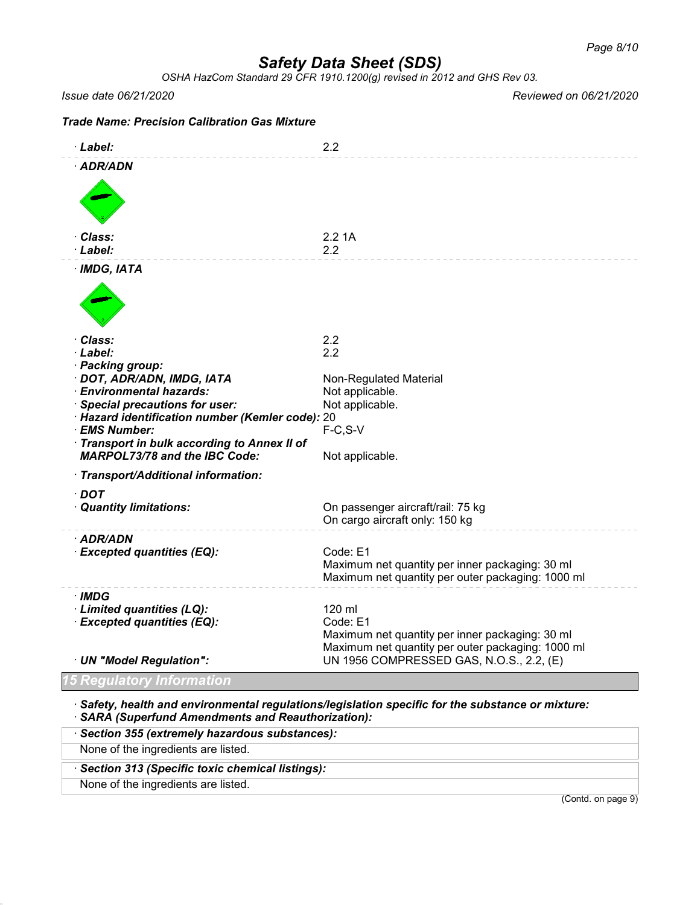# Safety Data Sheet (SDS)

*OSHA HazCom Standard 29 CFR 1910.1200(g) revised in 2012 and GHS Rev 03.*

*Issue date 06/21/2020* *Reviewed on 06/21/2020*

**Trade Name: Precision Calibration Gas Mixture**

· **Label:** 2.2

· **ADR/ADN**

· **Class:** 2.2 1A
· **Label:** 2.2

· **IMDG, IATA**

· **Class:** 2.2
· **Label:** 2.2
· **Packing group:**
· **DOT, ADR/ADN, IMDG, IATA** Non-Regulated Material
· **Environmental hazards:** Not applicable.
· **Special precautions for user:** Not applicable.
· **Hazard identification number (Kemler code):** 20
· **EMS Number:** F-C,S-V
· **Transport in bulk according to Annex II of MARPOL73/78 and the IBC Code:** Not applicable.

· **Transport/Additional information:**

· **DOT**
· **Quantity limitations:** On passenger aircraft/rail: 75 kg
On cargo aircraft only: 150 kg

· **ADR/ADN**
· **Excepted quantities (EQ):** Code: E1
Maximum net quantity per inner packaging: 30 ml
Maximum net quantity per outer packaging: 1000 ml

· **IMDG**
· **Limited quantities (LQ):** 120 ml
· **Excepted quantities (EQ):** Code: E1
Maximum net quantity per inner packaging: 30 ml
Maximum net quantity per outer packaging: 1000 ml
· **UN "Model Regulation":** UN 1956 COMPRESSED GAS, N.O.S., 2.2, (E)

## 15 Regulatory Information

· **Safety, health and environmental regulations/legislation specific for the substance or mixture:**
· **SARA (Superfund Amendments and Reauthorization):**

· **Section 355 (extremely hazardous substances):**
None of the ingredients are listed.

· **Section 313 (Specific toxic chemical listings):**
None of the ingredients are listed.

(Contd. on page 9)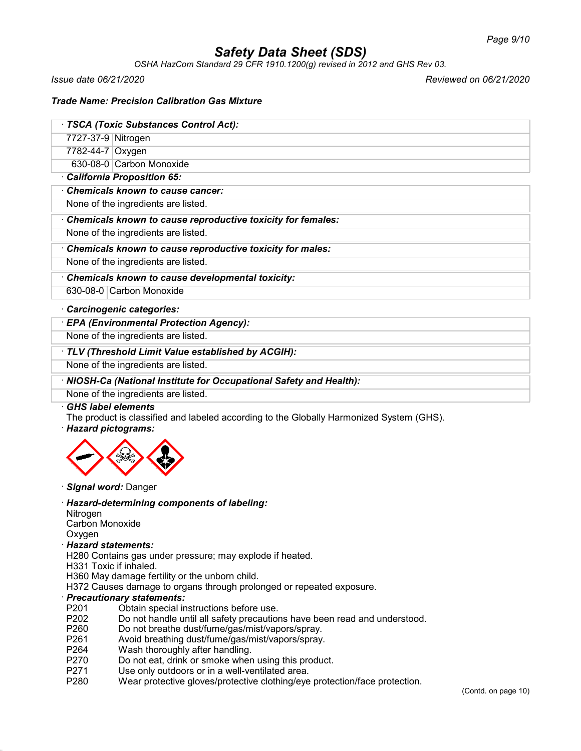# Safety Data Sheet (SDS)

*OSHA HazCom Standard 29 CFR 1910.1200(g) revised in 2012 and GHS Rev 03.*

*Issue date 06/21/2020* — *Reviewed on 06/21/2020*

***Trade Name: Precision Calibration Gas Mixture***

· ***TSCA (Toxic Substances Control Act):***

| | |
|---|---|
| 7727-37-9 | Nitrogen |
| 7782-44-7 | Oxygen |
| 630-08-0 | Carbon Monoxide |

· ***California Proposition 65:***

· ***Chemicals known to cause cancer:***

None of the ingredients are listed.

· ***Chemicals known to cause reproductive toxicity for females:***

None of the ingredients are listed.

· ***Chemicals known to cause reproductive toxicity for males:***

None of the ingredients are listed.

· ***Chemicals known to cause developmental toxicity:***

| | |
|---|---|
| 630-08-0 | Carbon Monoxide |

· ***Carcinogenic categories:***

· ***EPA (Environmental Protection Agency):***

None of the ingredients are listed.

· ***TLV (Threshold Limit Value established by ACGIH):***

None of the ingredients are listed.

· ***NIOSH-Ca (National Institute for Occupational Safety and Health):***

None of the ingredients are listed.

· ***GHS label elements***

The product is classified and labeled according to the Globally Harmonized System (GHS).

· ***Hazard pictograms:***

· ***Signal word:*** Danger

· ***Hazard-determining components of labeling:***

Nitrogen
Carbon Monoxide
Oxygen

· ***Hazard statements:***

H280 Contains gas under pressure; may explode if heated.
H331 Toxic if inhaled.
H360 May damage fertility or the unborn child.
H372 Causes damage to organs through prolonged or repeated exposure.

· ***Precautionary statements:***

| | |
|---|---|
| P201 | Obtain special instructions before use. |
| P202 | Do not handle until all safety precautions have been read and understood. |
| P260 | Do not breathe dust/fume/gas/mist/vapors/spray. |
| P261 | Avoid breathing dust/fume/gas/mist/vapors/spray. |
| P264 | Wash thoroughly after handling. |
| P270 | Do not eat, drink or smoke when using this product. |
| P271 | Use only outdoors or in a well-ventilated area. |
| P280 | Wear protective gloves/protective clothing/eye protection/face protection. |

(Contd. on page 10)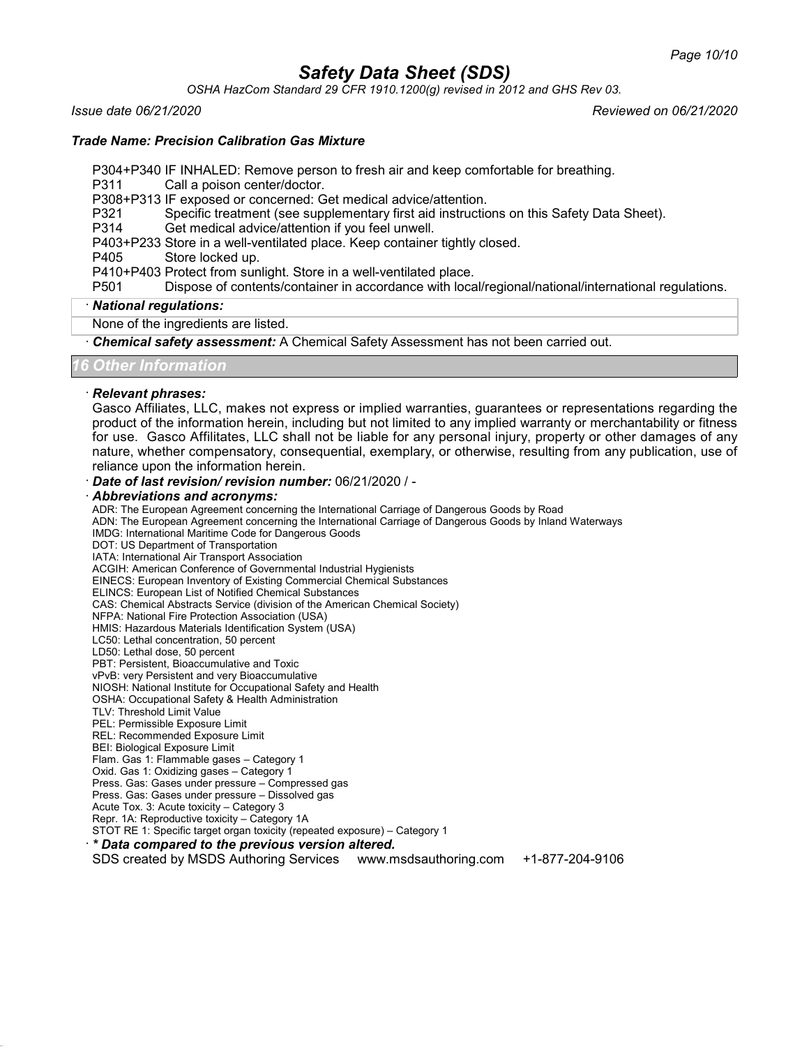P304+P340 IF INHALED: Remove person to fresh air and keep comfortable for breathing.
P311 Call a poison center/doctor.
P308+P313 IF exposed or concerned: Get medical advice/attention.
P321 Specific treatment (see supplementary first aid instructions on this Safety Data Sheet).
P314 Get medical advice/attention if you feel unwell.
P403+P233 Store in a well-ventilated place. Keep container tightly closed.
P405 Store locked up.
P410+P403 Protect from sunlight. Store in a well-ventilated place.
P501 Dispose of contents/container in accordance with local/regional/national/international regulations.

· ***National regulations:***

None of the ingredients are listed.

· ***Chemical safety assessment:*** A Chemical Safety Assessment has not been carried out.

## 16 Other Information

· ***Relevant phrases:***

Gasco Affiliates, LLC, makes not express or implied warranties, guarantees or representations regarding the product of the information herein, including but not limited to any implied warranty or merchantability or fitness for use. Gasco Affilitates, LLC shall not be liable for any personal injury, property or other damages of any nature, whether compensatory, consequential, exemplary, or otherwise, resulting from any publication, use of reliance upon the information herein.

· ***Date of last revision/ revision number:*** 06/21/2020 / -

· ***Abbreviations and acronyms:***

ADR: The European Agreement concerning the International Carriage of Dangerous Goods by Road
ADN: The European Agreement concerning the International Carriage of Dangerous Goods by Inland Waterways
IMDG: International Maritime Code for Dangerous Goods
DOT: US Department of Transportation
IATA: International Air Transport Association
ACGIH: American Conference of Governmental Industrial Hygienists
EINECS: European Inventory of Existing Commercial Chemical Substances
ELINCS: European List of Notified Chemical Substances
CAS: Chemical Abstracts Service (division of the American Chemical Society)
NFPA: National Fire Protection Association (USA)
HMIS: Hazardous Materials Identification System (USA)
LC50: Lethal concentration, 50 percent
LD50: Lethal dose, 50 percent
PBT: Persistent, Bioaccumulative and Toxic
vPvB: very Persistent and very Bioaccumulative
NIOSH: National Institute for Occupational Safety and Health
OSHA: Occupational Safety & Health Administration
TLV: Threshold Limit Value
PEL: Permissible Exposure Limit
REL: Recommended Exposure Limit
BEI: Biological Exposure Limit
Flam. Gas 1: Flammable gases – Category 1
Oxid. Gas 1: Oxidizing gases – Category 1
Press. Gas: Gases under pressure – Compressed gas
Press. Gas: Gases under pressure – Dissolved gas
Acute Tox. 3: Acute toxicity – Category 3
Repr. 1A: Reproductive toxicity – Category 1A
STOT RE 1: Specific target organ toxicity (repeated exposure) – Category 1

· ***\* Data compared to the previous version altered.***

SDS created by MSDS Authoring Services www.msdsauthoring.com +1-877-204-9106